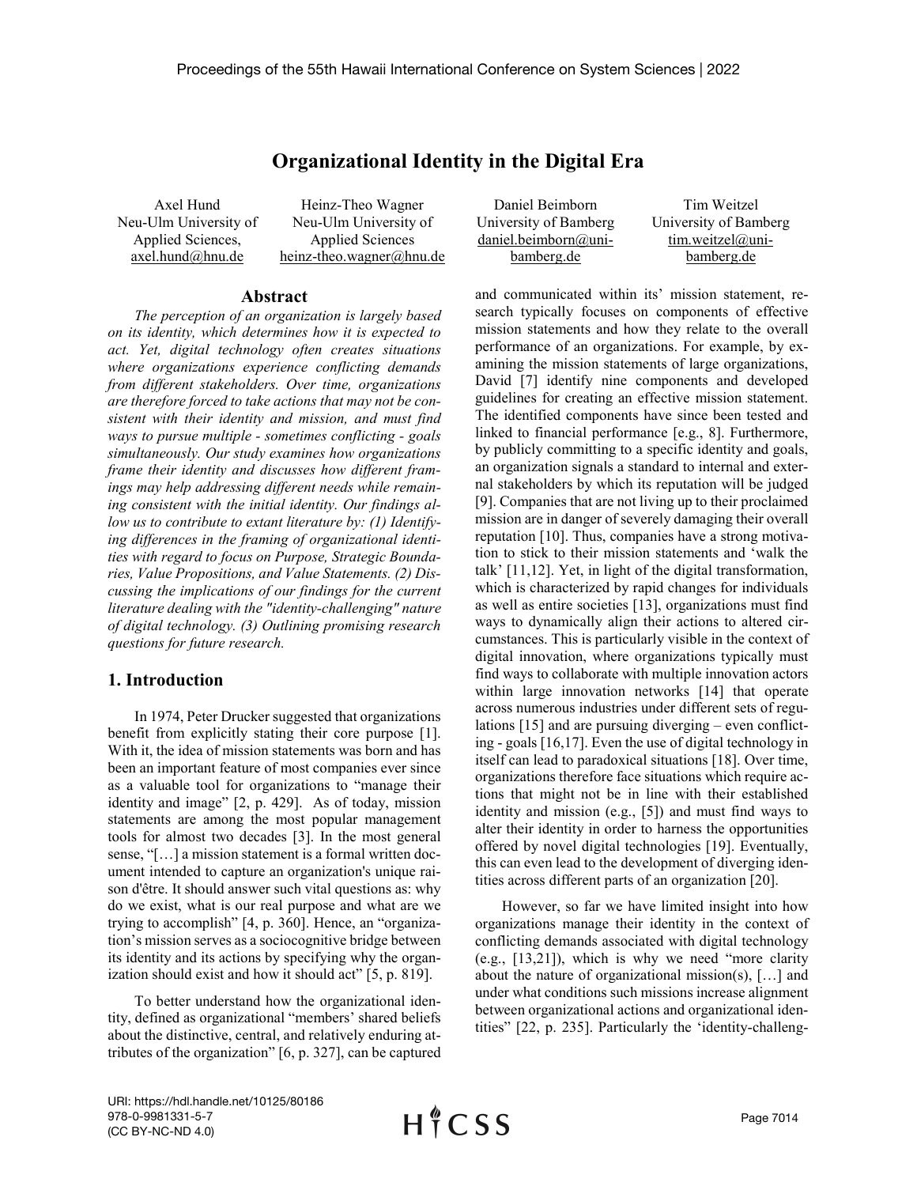# Organizational Identity in the Digital Era

Axel Hund
Neu-Ulm University of Applied Sciences,
axel.hund@hnu.de

Heinz-Theo Wagner
Neu-Ulm University of Applied Sciences
heinz-theo.wagner@hnu.de

Daniel Beimborn
University of Bamberg
daniel.beimborn@uni-bamberg.de

Tim Weitzel
University of Bamberg
tim.weitzel@uni-bamberg.de

## Abstract

*The perception of an organization is largely based on its identity, which determines how it is expected to act. Yet, digital technology often creates situations where organizations experience conflicting demands from different stakeholders. Over time, organizations are therefore forced to take actions that may not be consistent with their identity and mission, and must find ways to pursue multiple - sometimes conflicting - goals simultaneously. Our study examines how organizations frame their identity and discusses how different framings may help addressing different needs while remaining consistent with the initial identity. Our findings allow us to contribute to extant literature by: (1) Identifying differences in the framing of organizational identities with regard to focus on Purpose, Strategic Boundaries, Value Propositions, and Value Statements. (2) Discussing the implications of our findings for the current literature dealing with the "identity-challenging" nature of digital technology. (3) Outlining promising research questions for future research.*

## 1. Introduction

In 1974, Peter Drucker suggested that organizations benefit from explicitly stating their core purpose [1]. With it, the idea of mission statements was born and has been an important feature of most companies ever since as a valuable tool for organizations to "manage their identity and image" [2, p. 429]. As of today, mission statements are among the most popular management tools for almost two decades [3]. In the most general sense, "[…] a mission statement is a formal written document intended to capture an organization's unique raison d'être. It should answer such vital questions as: why do we exist, what is our real purpose and what are we trying to accomplish" [4, p. 360]. Hence, an "organization's mission serves as a sociocognitive bridge between its identity and its actions by specifying why the organization should exist and how it should act" [5, p. 819].

To better understand how the organizational identity, defined as organizational "members' shared beliefs about the distinctive, central, and relatively enduring attributes of the organization" [6, p. 327], can be captured and communicated within its' mission statement, research typically focuses on components of effective mission statements and how they relate to the overall performance of an organizations. For example, by examining the mission statements of large organizations, David [7] identify nine components and developed guidelines for creating an effective mission statement. The identified components have since been tested and linked to financial performance [e.g., 8]. Furthermore, by publicly committing to a specific identity and goals, an organization signals a standard to internal and external stakeholders by which its reputation will be judged [9]. Companies that are not living up to their proclaimed mission are in danger of severely damaging their overall reputation [10]. Thus, companies have a strong motivation to stick to their mission statements and 'walk the talk' [11,12]. Yet, in light of the digital transformation, which is characterized by rapid changes for individuals as well as entire societies [13], organizations must find ways to dynamically align their actions to altered circumstances. This is particularly visible in the context of digital innovation, where organizations typically must find ways to collaborate with multiple innovation actors within large innovation networks [14] that operate across numerous industries under different sets of regulations [15] and are pursuing diverging – even conflicting - goals [16,17]. Even the use of digital technology in itself can lead to paradoxical situations [18]. Over time, organizations therefore face situations which require actions that might not be in line with their established identity and mission (e.g., [5]) and must find ways to alter their identity in order to harness the opportunities offered by novel digital technologies [19]. Eventually, this can even lead to the development of diverging identities across different parts of an organization [20].

However, so far we have limited insight into how organizations manage their identity in the context of conflicting demands associated with digital technology (e.g., [13,21]), which is why we need "more clarity about the nature of organizational mission(s), […] and under what conditions such missions increase alignment between organizational actions and organizational identities" [22, p. 235]. Particularly the 'identity-challeng-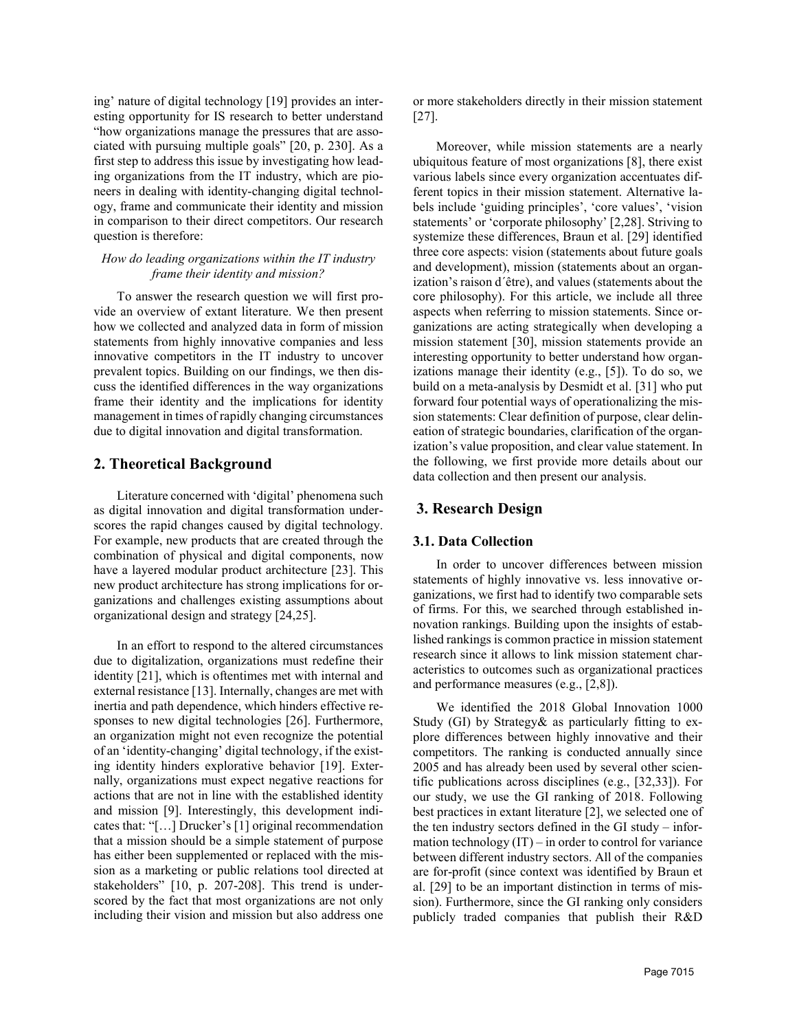ing' nature of digital technology [19] provides an interesting opportunity for IS research to better understand "how organizations manage the pressures that are associated with pursuing multiple goals" [20, p. 230]. As a first step to address this issue by investigating how leading organizations from the IT industry, which are pioneers in dealing with identity-changing digital technology, frame and communicate their identity and mission in comparison to their direct competitors. Our research question is therefore:

*How do leading organizations within the IT industry frame their identity and mission?*

To answer the research question we will first provide an overview of extant literature. We then present how we collected and analyzed data in form of mission statements from highly innovative companies and less innovative competitors in the IT industry to uncover prevalent topics. Building on our findings, we then discuss the identified differences in the way organizations frame their identity and the implications for identity management in times of rapidly changing circumstances due to digital innovation and digital transformation.

## 2. Theoretical Background

Literature concerned with 'digital' phenomena such as digital innovation and digital transformation underscores the rapid changes caused by digital technology. For example, new products that are created through the combination of physical and digital components, now have a layered modular product architecture [23]. This new product architecture has strong implications for organizations and challenges existing assumptions about organizational design and strategy [24,25].

In an effort to respond to the altered circumstances due to digitalization, organizations must redefine their identity [21], which is oftentimes met with internal and external resistance [13]. Internally, changes are met with inertia and path dependence, which hinders effective responses to new digital technologies [26]. Furthermore, an organization might not even recognize the potential of an 'identity-changing' digital technology, if the existing identity hinders explorative behavior [19]. Externally, organizations must expect negative reactions for actions that are not in line with the established identity and mission [9]. Interestingly, this development indicates that: "[…] Drucker's [1] original recommendation that a mission should be a simple statement of purpose has either been supplemented or replaced with the mission as a marketing or public relations tool directed at stakeholders" [10, p. 207-208]. This trend is underscored by the fact that most organizations are not only including their vision and mission but also address one or more stakeholders directly in their mission statement [27].

Moreover, while mission statements are a nearly ubiquitous feature of most organizations [8], there exist various labels since every organization accentuates different topics in their mission statement. Alternative labels include 'guiding principles', 'core values', 'vision statements' or 'corporate philosophy' [2,28]. Striving to systemize these differences, Braun et al. [29] identified three core aspects: vision (statements about future goals and development), mission (statements about an organization's raison d´être), and values (statements about the core philosophy). For this article, we include all three aspects when referring to mission statements. Since organizations are acting strategically when developing a mission statement [30], mission statements provide an interesting opportunity to better understand how organizations manage their identity (e.g., [5]). To do so, we build on a meta-analysis by Desmidt et al. [31] who put forward four potential ways of operationalizing the mission statements: Clear definition of purpose, clear delineation of strategic boundaries, clarification of the organization's value proposition, and clear value statement. In the following, we first provide more details about our data collection and then present our analysis.

## 3. Research Design

### 3.1. Data Collection

In order to uncover differences between mission statements of highly innovative vs. less innovative organizations, we first had to identify two comparable sets of firms. For this, we searched through established innovation rankings. Building upon the insights of established rankings is common practice in mission statement research since it allows to link mission statement characteristics to outcomes such as organizational practices and performance measures (e.g., [2,8]).

We identified the 2018 Global Innovation 1000 Study (GI) by Strategy& as particularly fitting to explore differences between highly innovative and their competitors. The ranking is conducted annually since 2005 and has already been used by several other scientific publications across disciplines (e.g., [32,33]). For our study, we use the GI ranking of 2018. Following best practices in extant literature [2], we selected one of the ten industry sectors defined in the GI study – information technology (IT) – in order to control for variance between different industry sectors. All of the companies are for-profit (since context was identified by Braun et al. [29] to be an important distinction in terms of mission). Furthermore, since the GI ranking only considers publicly traded companies that publish their R&D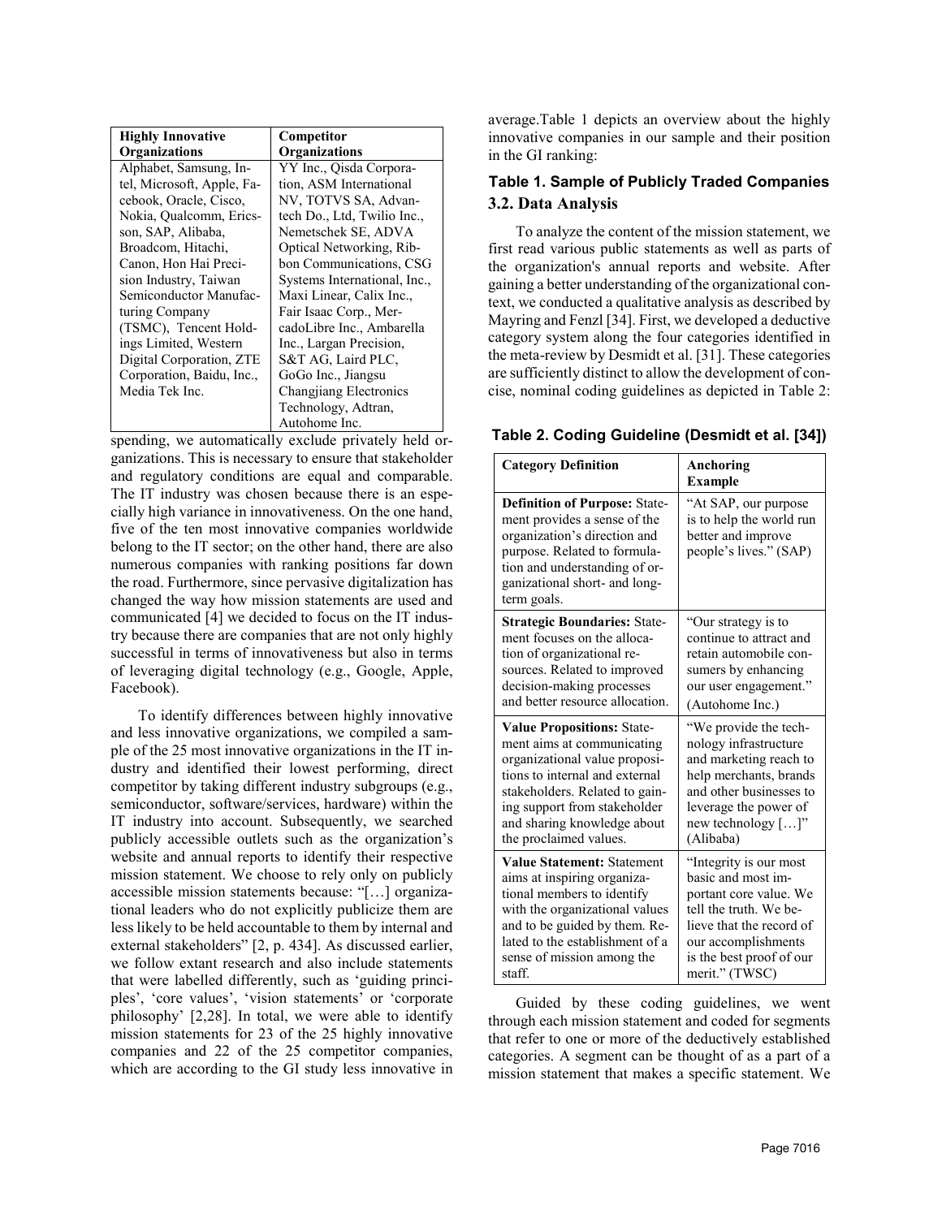| Highly Innovative Organizations | Competitor Organizations |
|---|---|
| Alphabet, Samsung, Intel, Microsoft, Apple, Facebook, Oracle, Cisco, Nokia, Qualcomm, Ericsson, SAP, Alibaba, Broadcom, Hitachi, Canon, Hon Hai Precision Industry, Taiwan Semiconductor Manufacturing Company (TSMC), Tencent Holdings Limited, Western Digital Corporation, ZTE Corporation, Baidu, Inc., Media Tek Inc. | YY Inc., Qisda Corporation, ASM International NV, TOTVS SA, Advantech Do., Ltd, Twilio Inc., Nemetschek SE, ADVA Optical Networking, Ribbon Communications, CSG Systems International, Inc., Maxi Linear, Calix Inc., Fair Isaac Corp., MercadoLibre Inc., Ambarella Inc., Largan Precision, S&T AG, Laird PLC, GoGo Inc., Jiangsu Changjiang Electronics Technology, Adtran, Autohome Inc. |

spending, we automatically exclude privately held organizations. This is necessary to ensure that stakeholder and regulatory conditions are equal and comparable. The IT industry was chosen because there is an especially high variance in innovativeness. On the one hand, five of the ten most innovative companies worldwide belong to the IT sector; on the other hand, there are also numerous companies with ranking positions far down the road. Furthermore, since pervasive digitalization has changed the way how mission statements are used and communicated [4] we decided to focus on the IT industry because there are companies that are not only highly successful in terms of innovativeness but also in terms of leveraging digital technology (e.g., Google, Apple, Facebook).

To identify differences between highly innovative and less innovative organizations, we compiled a sample of the 25 most innovative organizations in the IT industry and identified their lowest performing, direct competitor by taking different industry subgroups (e.g., semiconductor, software/services, hardware) within the IT industry into account. Subsequently, we searched publicly accessible outlets such as the organization's website and annual reports to identify their respective mission statement. We choose to rely only on publicly accessible mission statements because: "[…] organizational leaders who do not explicitly publicize them are less likely to be held accountable to them by internal and external stakeholders" [2, p. 434]. As discussed earlier, we follow extant research and also include statements that were labelled differently, such as 'guiding principles', 'core values', 'vision statements' or 'corporate philosophy' [2,28]. In total, we were able to identify mission statements for 23 of the 25 highly innovative companies and 22 of the 25 competitor companies, which are according to the GI study less innovative in average.Table 1 depicts an overview about the highly innovative companies in our sample and their position in the GI ranking:

**Table 1. Sample of Publicly Traded Companies**

### 3.2. Data Analysis

To analyze the content of the mission statement, we first read various public statements as well as parts of the organization's annual reports and website. After gaining a better understanding of the organizational context, we conducted a qualitative analysis as described by Mayring and Fenzl [34]. First, we developed a deductive category system along the four categories identified in the meta-review by Desmidt et al. [31]. These categories are sufficiently distinct to allow the development of concise, nominal coding guidelines as depicted in Table 2:

**Table 2. Coding Guideline (Desmidt et al. [34])**

| Category Definition | Anchoring Example |
|---|---|
| **Definition of Purpose:** Statement provides a sense of the organization's direction and purpose. Related to formulation and understanding of organizational short- and long-term goals. | "At SAP, our purpose is to help the world run better and improve people's lives." (SAP) |
| **Strategic Boundaries:** Statement focuses on the allocation of organizational resources. Related to improved decision-making processes and better resource allocation. | "Our strategy is to continue to attract and retain automobile consumers by enhancing our user engagement." (Autohome Inc.) |
| **Value Propositions:** Statement aims at communicating organizational value propositions to internal and external stakeholders. Related to gaining support from stakeholder and sharing knowledge about the proclaimed values. | "We provide the technology infrastructure and marketing reach to help merchants, brands and other businesses to leverage the power of new technology […]" (Alibaba) |
| **Value Statement:** Statement aims at inspiring organizational members to identify with the organizational values and to be guided by them. Related to the establishment of a sense of mission among the staff. | "Integrity is our most basic and most important core value. We tell the truth. We believe that the record of our accomplishments is the best proof of our merit." (TWSC) |

Guided by these coding guidelines, we went through each mission statement and coded for segments that refer to one or more of the deductively established categories. A segment can be thought of as a part of a mission statement that makes a specific statement. We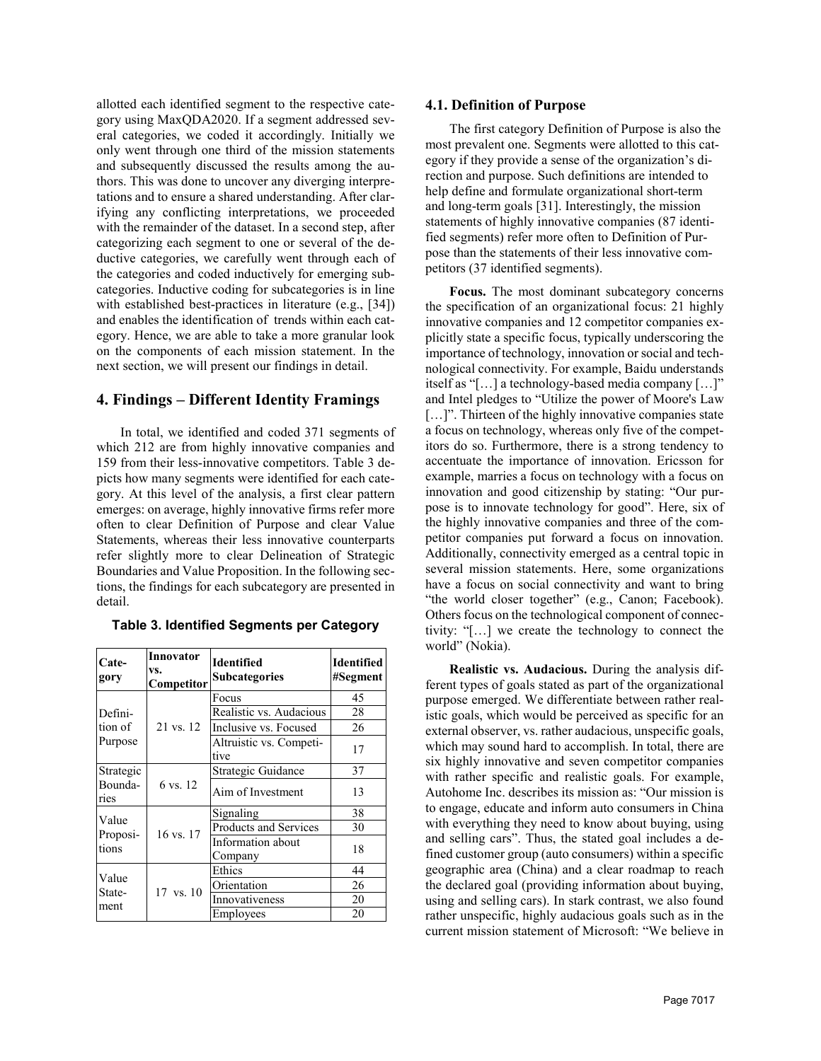allotted each identified segment to the respective category using MaxQDA2020. If a segment addressed several categories, we coded it accordingly. Initially we only went through one third of the mission statements and subsequently discussed the results among the authors. This was done to uncover any diverging interpretations and to ensure a shared understanding. After clarifying any conflicting interpretations, we proceeded with the remainder of the dataset. In a second step, after categorizing each segment to one or several of the deductive categories, we carefully went through each of the categories and coded inductively for emerging subcategories. Inductive coding for subcategories is in line with established best-practices in literature (e.g., [34]) and enables the identification of trends within each category. Hence, we are able to take a more granular look on the components of each mission statement. In the next section, we will present our findings in detail.

## 4. Findings – Different Identity Framings

In total, we identified and coded 371 segments of which 212 are from highly innovative companies and 159 from their less-innovative competitors. Table 3 depicts how many segments were identified for each category. At this level of the analysis, a first clear pattern emerges: on average, highly innovative firms refer more often to clear Definition of Purpose and clear Value Statements, whereas their less innovative counterparts refer slightly more to clear Delineation of Strategic Boundaries and Value Proposition. In the following sections, the findings for each subcategory are presented in detail.

**Table 3. Identified Segments per Category**

| Category | Innovator vs. Competitor | Identified Subcategories | Identified #Segment |
|---|---|---|---|
| Definition of Purpose | 21 vs. 12 | Focus | 45 |
| | | Realistic vs. Audacious | 28 |
| | | Inclusive vs. Focused | 26 |
| | | Altruistic vs. Competitive | 17 |
| Strategic Boundaries | 6 vs. 12 | Strategic Guidance | 37 |
| | | Aim of Investment | 13 |
| Value Propositions | 16 vs. 17 | Signaling | 38 |
| | | Products and Services | 30 |
| | | Information about Company | 18 |
| Value Statement | 17 vs. 10 | Ethics | 44 |
| | | Orientation | 26 |
| | | Innovativeness | 20 |
| | | Employees | 20 |

### 4.1. Definition of Purpose

The first category Definition of Purpose is also the most prevalent one. Segments were allotted to this category if they provide a sense of the organization's direction and purpose. Such definitions are intended to help define and formulate organizational short-term and long-term goals [31]. Interestingly, the mission statements of highly innovative companies (87 identified segments) refer more often to Definition of Purpose than the statements of their less innovative competitors (37 identified segments).

**Focus.** The most dominant subcategory concerns the specification of an organizational focus: 21 highly innovative companies and 12 competitor companies explicitly state a specific focus, typically underscoring the importance of technology, innovation or social and technological connectivity. For example, Baidu understands itself as "[…] a technology-based media company […]" and Intel pledges to "Utilize the power of Moore's Law […]". Thirteen of the highly innovative companies state a focus on technology, whereas only five of the competitors do so. Furthermore, there is a strong tendency to accentuate the importance of innovation. Ericsson for example, marries a focus on technology with a focus on innovation and good citizenship by stating: "Our purpose is to innovate technology for good". Here, six of the highly innovative companies and three of the competitor companies put forward a focus on innovation. Additionally, connectivity emerged as a central topic in several mission statements. Here, some organizations have a focus on social connectivity and want to bring "the world closer together" (e.g., Canon; Facebook). Others focus on the technological component of connectivity: "[…] we create the technology to connect the world" (Nokia).

**Realistic vs. Audacious.** During the analysis different types of goals stated as part of the organizational purpose emerged. We differentiate between rather realistic goals, which would be perceived as specific for an external observer, vs. rather audacious, unspecific goals, which may sound hard to accomplish. In total, there are six highly innovative and seven competitor companies with rather specific and realistic goals. For example, Autohome Inc. describes its mission as: "Our mission is to engage, educate and inform auto consumers in China with everything they need to know about buying, using and selling cars". Thus, the stated goal includes a defined customer group (auto consumers) within a specific geographic area (China) and a clear roadmap to reach the declared goal (providing information about buying, using and selling cars). In stark contrast, we also found rather unspecific, highly audacious goals such as in the current mission statement of Microsoft: "We believe in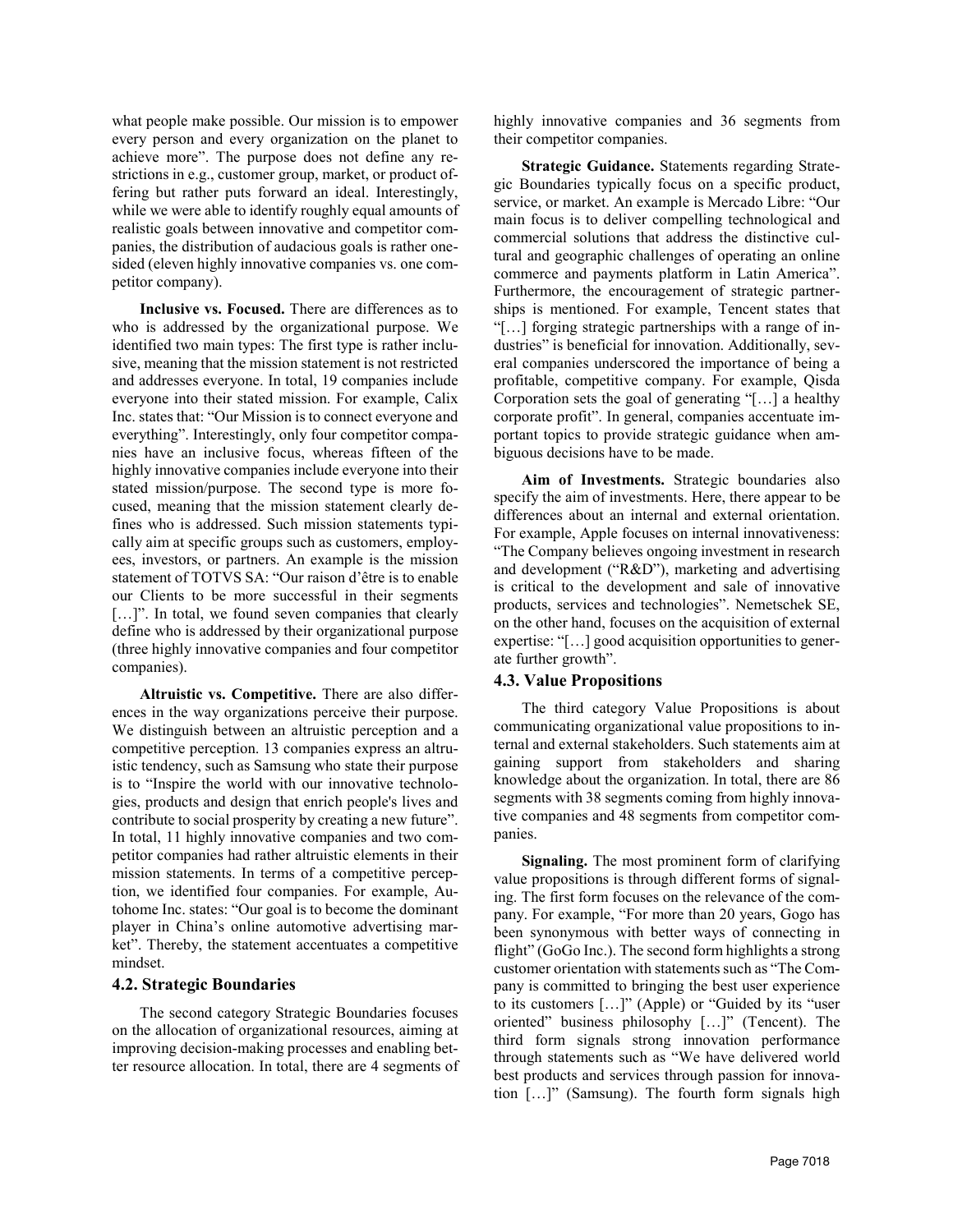what people make possible. Our mission is to empower every person and every organization on the planet to achieve more". The purpose does not define any restrictions in e.g., customer group, market, or product offering but rather puts forward an ideal. Interestingly, while we were able to identify roughly equal amounts of realistic goals between innovative and competitor companies, the distribution of audacious goals is rather one-sided (eleven highly innovative companies vs. one competitor company).

**Inclusive vs. Focused.** There are differences as to who is addressed by the organizational purpose. We identified two main types: The first type is rather inclusive, meaning that the mission statement is not restricted and addresses everyone. In total, 19 companies include everyone into their stated mission. For example, Calix Inc. states that: "Our Mission is to connect everyone and everything". Interestingly, only four competitor companies have an inclusive focus, whereas fifteen of the highly innovative companies include everyone into their stated mission/purpose. The second type is more focused, meaning that the mission statement clearly defines who is addressed. Such mission statements typically aim at specific groups such as customers, employees, investors, or partners. An example is the mission statement of TOTVS SA: "Our raison d'être is to enable our Clients to be more successful in their segments […]". In total, we found seven companies that clearly define who is addressed by their organizational purpose (three highly innovative companies and four competitor companies).

**Altruistic vs. Competitive.** There are also differences in the way organizations perceive their purpose. We distinguish between an altruistic perception and a competitive perception. 13 companies express an altruistic tendency, such as Samsung who state their purpose is to "Inspire the world with our innovative technologies, products and design that enrich people's lives and contribute to social prosperity by creating a new future". In total, 11 highly innovative companies and two competitor companies had rather altruistic elements in their mission statements. In terms of a competitive perception, we identified four companies. For example, Autohome Inc. states: "Our goal is to become the dominant player in China's online automotive advertising market". Thereby, the statement accentuates a competitive mindset.

### 4.2. Strategic Boundaries

The second category Strategic Boundaries focuses on the allocation of organizational resources, aiming at improving decision-making processes and enabling better resource allocation. In total, there are 4 segments of highly innovative companies and 36 segments from their competitor companies.

**Strategic Guidance.** Statements regarding Strategic Boundaries typically focus on a specific product, service, or market. An example is Mercado Libre: "Our main focus is to deliver compelling technological and commercial solutions that address the distinctive cultural and geographic challenges of operating an online commerce and payments platform in Latin America". Furthermore, the encouragement of strategic partnerships is mentioned. For example, Tencent states that "[…] forging strategic partnerships with a range of industries" is beneficial for innovation. Additionally, several companies underscored the importance of being a profitable, competitive company. For example, Qisda Corporation sets the goal of generating "[…] a healthy corporate profit". In general, companies accentuate important topics to provide strategic guidance when ambiguous decisions have to be made.

**Aim of Investments.** Strategic boundaries also specify the aim of investments. Here, there appear to be differences about an internal and external orientation. For example, Apple focuses on internal innovativeness: "The Company believes ongoing investment in research and development ("R&D"), marketing and advertising is critical to the development and sale of innovative products, services and technologies". Nemetschek SE, on the other hand, focuses on the acquisition of external expertise: "[…] good acquisition opportunities to generate further growth".

### 4.3. Value Propositions

The third category Value Propositions is about communicating organizational value propositions to internal and external stakeholders. Such statements aim at gaining support from stakeholders and sharing knowledge about the organization. In total, there are 86 segments with 38 segments coming from highly innovative companies and 48 segments from competitor companies.

**Signaling.** The most prominent form of clarifying value propositions is through different forms of signaling. The first form focuses on the relevance of the company. For example, "For more than 20 years, Gogo has been synonymous with better ways of connecting in flight" (GoGo Inc.). The second form highlights a strong customer orientation with statements such as "The Company is committed to bringing the best user experience to its customers […]" (Apple) or "Guided by its "user oriented" business philosophy […]" (Tencent). The third form signals strong innovation performance through statements such as "We have delivered world best products and services through passion for innovation […]" (Samsung). The fourth form signals high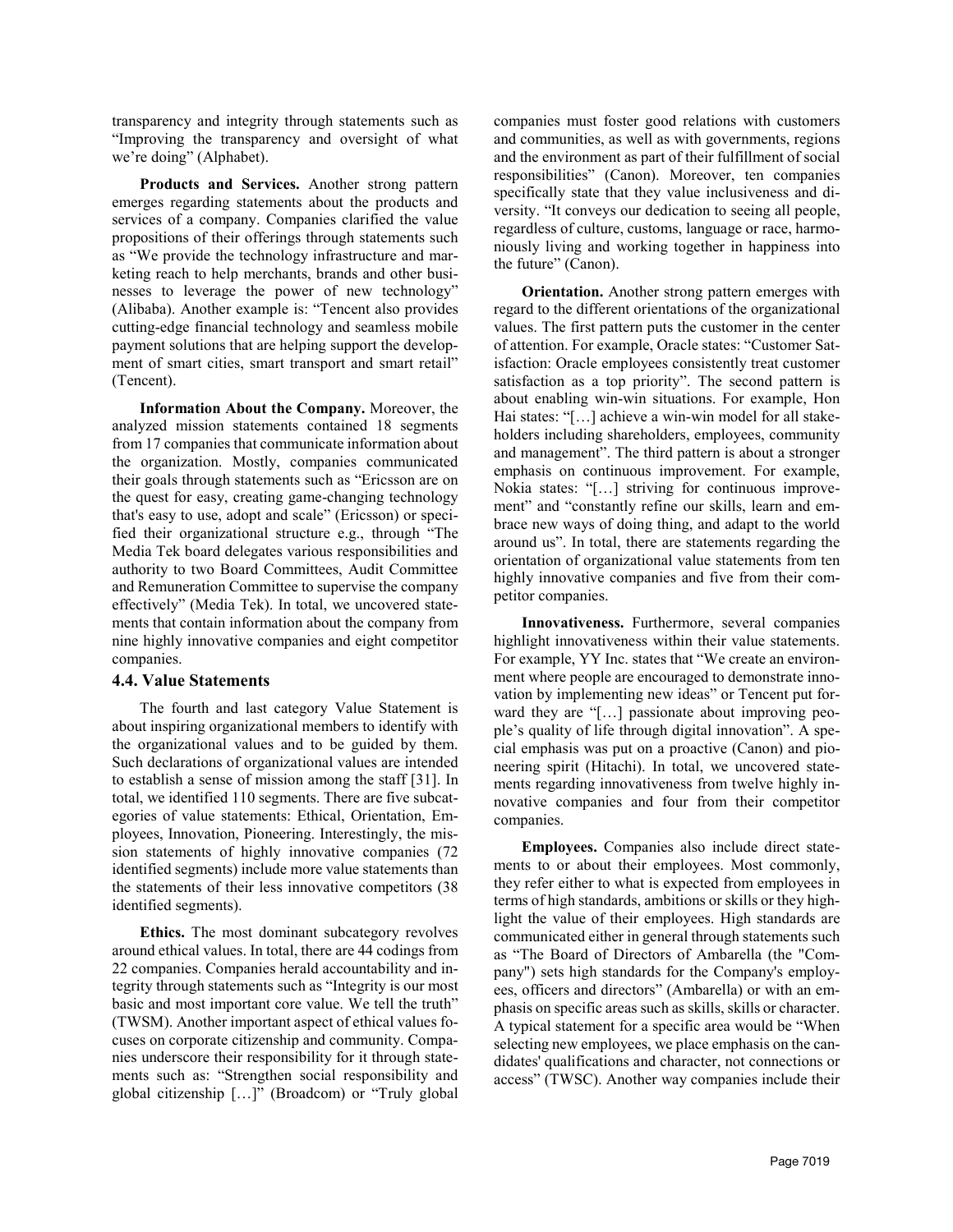transparency and integrity through statements such as "Improving the transparency and oversight of what we're doing" (Alphabet).

**Products and Services.** Another strong pattern emerges regarding statements about the products and services of a company. Companies clarified the value propositions of their offerings through statements such as "We provide the technology infrastructure and marketing reach to help merchants, brands and other businesses to leverage the power of new technology" (Alibaba). Another example is: "Tencent also provides cutting-edge financial technology and seamless mobile payment solutions that are helping support the development of smart cities, smart transport and smart retail" (Tencent).

**Information About the Company.** Moreover, the analyzed mission statements contained 18 segments from 17 companies that communicate information about the organization. Mostly, companies communicated their goals through statements such as "Ericsson are on the quest for easy, creating game-changing technology that's easy to use, adopt and scale" (Ericsson) or specified their organizational structure e.g., through "The Media Tek board delegates various responsibilities and authority to two Board Committees, Audit Committee and Remuneration Committee to supervise the company effectively" (Media Tek). In total, we uncovered statements that contain information about the company from nine highly innovative companies and eight competitor companies.

### 4.4. Value Statements

The fourth and last category Value Statement is about inspiring organizational members to identify with the organizational values and to be guided by them. Such declarations of organizational values are intended to establish a sense of mission among the staff [31]. In total, we identified 110 segments. There are five subcategories of value statements: Ethical, Orientation, Employees, Innovation, Pioneering. Interestingly, the mission statements of highly innovative companies (72 identified segments) include more value statements than the statements of their less innovative competitors (38 identified segments).

**Ethics.** The most dominant subcategory revolves around ethical values. In total, there are 44 codings from 22 companies. Companies herald accountability and integrity through statements such as "Integrity is our most basic and most important core value. We tell the truth" (TWSM). Another important aspect of ethical values focuses on corporate citizenship and community. Companies underscore their responsibility for it through statements such as: "Strengthen social responsibility and global citizenship […]" (Broadcom) or "Truly global companies must foster good relations with customers and communities, as well as with governments, regions and the environment as part of their fulfillment of social responsibilities" (Canon). Moreover, ten companies specifically state that they value inclusiveness and diversity. "It conveys our dedication to seeing all people, regardless of culture, customs, language or race, harmoniously living and working together in happiness into the future" (Canon).

**Orientation.** Another strong pattern emerges with regard to the different orientations of the organizational values. The first pattern puts the customer in the center of attention. For example, Oracle states: "Customer Satisfaction: Oracle employees consistently treat customer satisfaction as a top priority". The second pattern is about enabling win-win situations. For example, Hon Hai states: "[…] achieve a win-win model for all stakeholders including shareholders, employees, community and management". The third pattern is about a stronger emphasis on continuous improvement. For example, Nokia states: "[…] striving for continuous improvement" and "constantly refine our skills, learn and embrace new ways of doing thing, and adapt to the world around us". In total, there are statements regarding the orientation of organizational value statements from ten highly innovative companies and five from their competitor companies.

**Innovativeness.** Furthermore, several companies highlight innovativeness within their value statements. For example, YY Inc. states that "We create an environment where people are encouraged to demonstrate innovation by implementing new ideas" or Tencent put forward they are "[…] passionate about improving people's quality of life through digital innovation". A special emphasis was put on a proactive (Canon) and pioneering spirit (Hitachi). In total, we uncovered statements regarding innovativeness from twelve highly innovative companies and four from their competitor companies.

**Employees.** Companies also include direct statements to or about their employees. Most commonly, they refer either to what is expected from employees in terms of high standards, ambitions or skills or they highlight the value of their employees. High standards are communicated either in general through statements such as "The Board of Directors of Ambarella (the "Company") sets high standards for the Company's employees, officers and directors" (Ambarella) or with an emphasis on specific areas such as skills, skills or character. A typical statement for a specific area would be "When selecting new employees, we place emphasis on the candidates' qualifications and character, not connections or access" (TWSC). Another way companies include their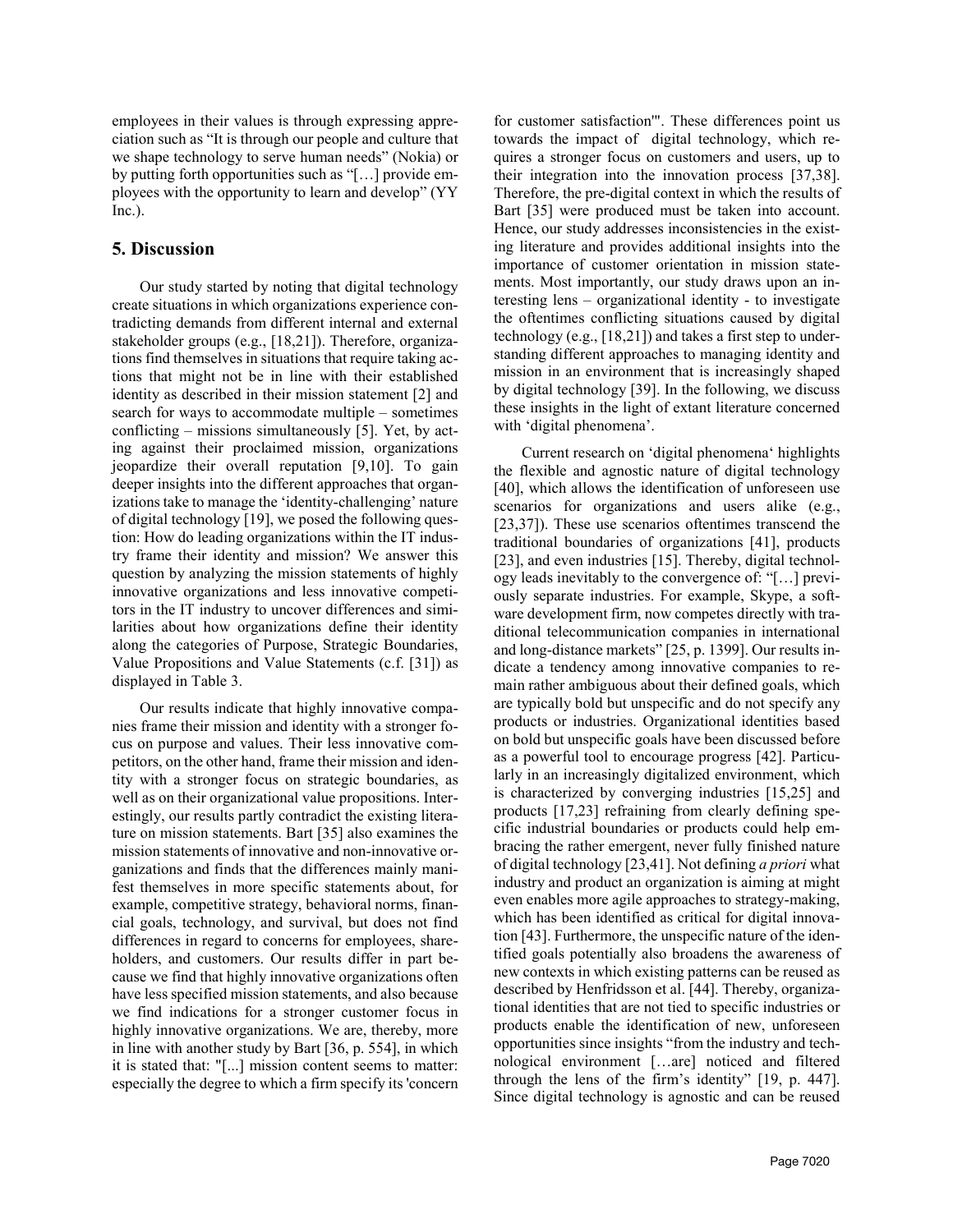employees in their values is through expressing appreciation such as "It is through our people and culture that we shape technology to serve human needs" (Nokia) or by putting forth opportunities such as "[…] provide employees with the opportunity to learn and develop" (YY Inc.).

## 5. Discussion

Our study started by noting that digital technology create situations in which organizations experience contradicting demands from different internal and external stakeholder groups (e.g., [18,21]). Therefore, organizations find themselves in situations that require taking actions that might not be in line with their established identity as described in their mission statement [2] and search for ways to accommodate multiple – sometimes conflicting – missions simultaneously [5]. Yet, by acting against their proclaimed mission, organizations jeopardize their overall reputation [9,10]. To gain deeper insights into the different approaches that organizations take to manage the 'identity-challenging' nature of digital technology [19], we posed the following question: How do leading organizations within the IT industry frame their identity and mission? We answer this question by analyzing the mission statements of highly innovative organizations and less innovative competitors in the IT industry to uncover differences and similarities about how organizations define their identity along the categories of Purpose, Strategic Boundaries, Value Propositions and Value Statements (c.f. [31]) as displayed in Table 3.

Our results indicate that highly innovative companies frame their mission and identity with a stronger focus on purpose and values. Their less innovative competitors, on the other hand, frame their mission and identity with a stronger focus on strategic boundaries, as well as on their organizational value propositions. Interestingly, our results partly contradict the existing literature on mission statements. Bart [35] also examines the mission statements of innovative and non-innovative organizations and finds that the differences mainly manifest themselves in more specific statements about, for example, competitive strategy, behavioral norms, financial goals, technology, and survival, but does not find differences in regard to concerns for employees, shareholders, and customers. Our results differ in part because we find that highly innovative organizations often have less specified mission statements, and also because we find indications for a stronger customer focus in highly innovative organizations. We are, thereby, more in line with another study by Bart [36, p. 554], in which it is stated that: "[...] mission content seems to matter: especially the degree to which a firm specify its 'concern for customer satisfaction'". These differences point us towards the impact of digital technology, which requires a stronger focus on customers and users, up to their integration into the innovation process [37,38]. Therefore, the pre-digital context in which the results of Bart [35] were produced must be taken into account. Hence, our study addresses inconsistencies in the existing literature and provides additional insights into the importance of customer orientation in mission statements. Most importantly, our study draws upon an interesting lens – organizational identity - to investigate the oftentimes conflicting situations caused by digital technology (e.g., [18,21]) and takes a first step to understanding different approaches to managing identity and mission in an environment that is increasingly shaped by digital technology [39]. In the following, we discuss these insights in the light of extant literature concerned with 'digital phenomena'.

Current research on 'digital phenomena' highlights the flexible and agnostic nature of digital technology [40], which allows the identification of unforeseen use scenarios for organizations and users alike (e.g., [23,37]). These use scenarios oftentimes transcend the traditional boundaries of organizations [41], products [23], and even industries [15]. Thereby, digital technology leads inevitably to the convergence of: "[…] previously separate industries. For example, Skype, a software development firm, now competes directly with traditional telecommunication companies in international and long-distance markets" [25, p. 1399]. Our results indicate a tendency among innovative companies to remain rather ambiguous about their defined goals, which are typically bold but unspecific and do not specify any products or industries. Organizational identities based on bold but unspecific goals have been discussed before as a powerful tool to encourage progress [42]. Particularly in an increasingly digitalized environment, which is characterized by converging industries [15,25] and products [17,23] refraining from clearly defining specific industrial boundaries or products could help embracing the rather emergent, never fully finished nature of digital technology [23,41]. Not defining *a priori* what industry and product an organization is aiming at might even enables more agile approaches to strategy-making, which has been identified as critical for digital innovation [43]. Furthermore, the unspecific nature of the identified goals potentially also broadens the awareness of new contexts in which existing patterns can be reused as described by Henfridsson et al. [44]. Thereby, organizational identities that are not tied to specific industries or products enable the identification of new, unforeseen opportunities since insights "from the industry and technological environment […are] noticed and filtered through the lens of the firm's identity" [19, p. 447]. Since digital technology is agnostic and can be reused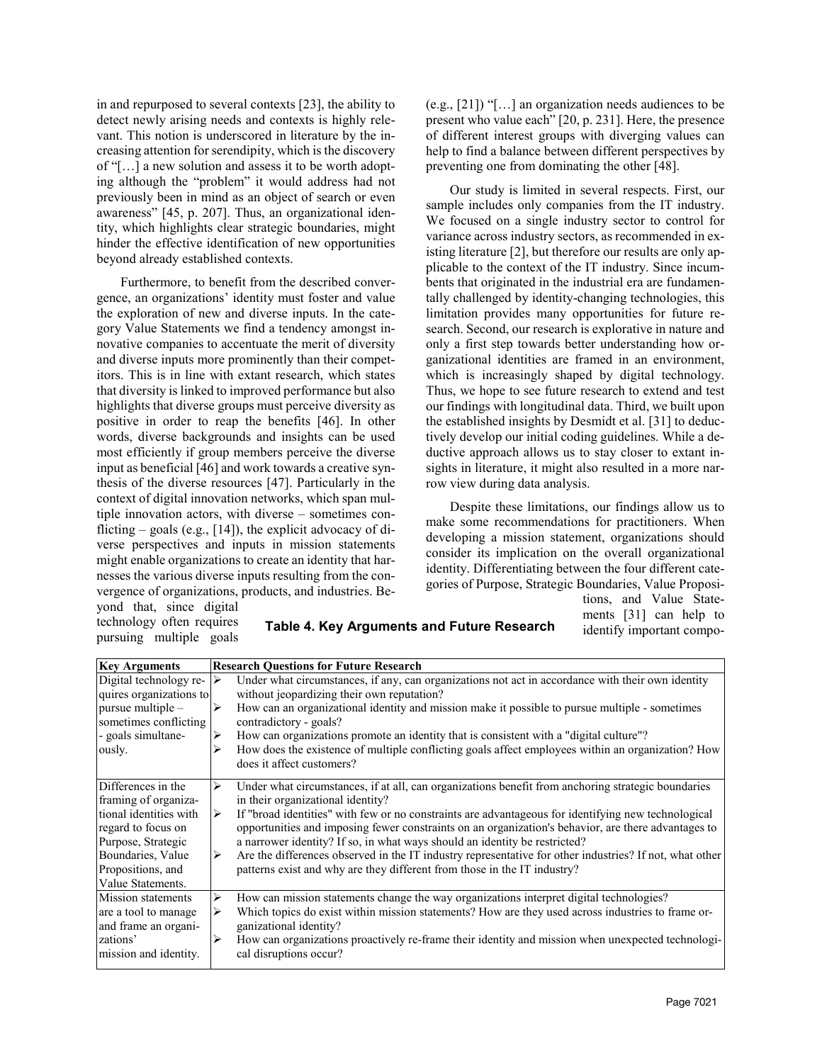in and repurposed to several contexts [23], the ability to detect newly arising needs and contexts is highly relevant. This notion is underscored in literature by the increasing attention for serendipity, which is the discovery of "[…] a new solution and assess it to be worth adopting although the "problem" it would address had not previously been in mind as an object of search or even awareness" [45, p. 207]. Thus, an organizational identity, which highlights clear strategic boundaries, might hinder the effective identification of new opportunities beyond already established contexts.

Furthermore, to benefit from the described convergence, an organizations' identity must foster and value the exploration of new and diverse inputs. In the category Value Statements we find a tendency amongst innovative companies to accentuate the merit of diversity and diverse inputs more prominently than their competitors. This is in line with extant research, which states that diversity is linked to improved performance but also highlights that diverse groups must perceive diversity as positive in order to reap the benefits [46]. In other words, diverse backgrounds and insights can be used most efficiently if group members perceive the diverse input as beneficial [46] and work towards a creative synthesis of the diverse resources [47]. Particularly in the context of digital innovation networks, which span multiple innovation actors, with diverse – sometimes conflicting – goals (e.g., [14]), the explicit advocacy of diverse perspectives and inputs in mission statements might enable organizations to create an identity that harnesses the various diverse inputs resulting from the convergence of organizations, products, and industries. Beyond that, since digital technology often requires pursuing multiple goals (e.g., [21]) "[…] an organization needs audiences to be present who value each" [20, p. 231]. Here, the presence of different interest groups with diverging values can help to find a balance between different perspectives by preventing one from dominating the other [48].

Our study is limited in several respects. First, our sample includes only companies from the IT industry. We focused on a single industry sector to control for variance across industry sectors, as recommended in existing literature [2], but therefore our results are only applicable to the context of the IT industry. Since incumbents that originated in the industrial era are fundamentally challenged by identity-changing technologies, this limitation provides many opportunities for future research. Second, our research is explorative in nature and only a first step towards better understanding how organizational identities are framed in an environment, which is increasingly shaped by digital technology. Thus, we hope to see future research to extend and test our findings with longitudinal data. Third, we built upon the established insights by Desmidt et al. [31] to deductively develop our initial coding guidelines. While a deductive approach allows us to stay closer to extant insights in literature, it might also resulted in a more narrow view during data analysis.

Despite these limitations, our findings allow us to make some recommendations for practitioners. When developing a mission statement, organizations should consider its implication on the overall organizational identity. Differentiating between the four different categories of Purpose, Strategic Boundaries, Value Propositions, and Value Statements [31] can help to identify important compo-

**Table 4. Key Arguments and Future Research**

| Key Arguments | Research Questions for Future Research |
|---|---|
| Digital technology requires organizations to pursue multiple – sometimes conflicting - goals simultaneously. | ➢ Under what circumstances, if any, can organizations not act in accordance with their own identity without jeopardizing their own reputation?<br>➢ How can an organizational identity and mission make it possible to pursue multiple - sometimes contradictory - goals?<br>➢ How can organizations promote an identity that is consistent with a "digital culture"?<br>➢ How does the existence of multiple conflicting goals affect employees within an organization? How does it affect customers? |
| Differences in the framing of organizational identities with regard to focus on Purpose, Strategic Boundaries, Value Propositions, and Value Statements. | ➢ Under what circumstances, if at all, can organizations benefit from anchoring strategic boundaries in their organizational identity?<br>➢ If "broad identities" with few or no constraints are advantageous for identifying new technological opportunities and imposing fewer constraints on an organization's behavior, are there advantages to a narrower identity? If so, in what ways should an identity be restricted?<br>➢ Are the differences observed in the IT industry representative for other industries? If not, what other patterns exist and why are they different from those in the IT industry? |
| Mission statements are a tool to manage and frame an organizations' mission and identity. | ➢ How can mission statements change the way organizations interpret digital technologies?<br>➢ Which topics do exist within mission statements? How are they used across industries to frame organizational identity?<br>➢ How can organizations proactively re-frame their identity and mission when unexpected technological disruptions occur? |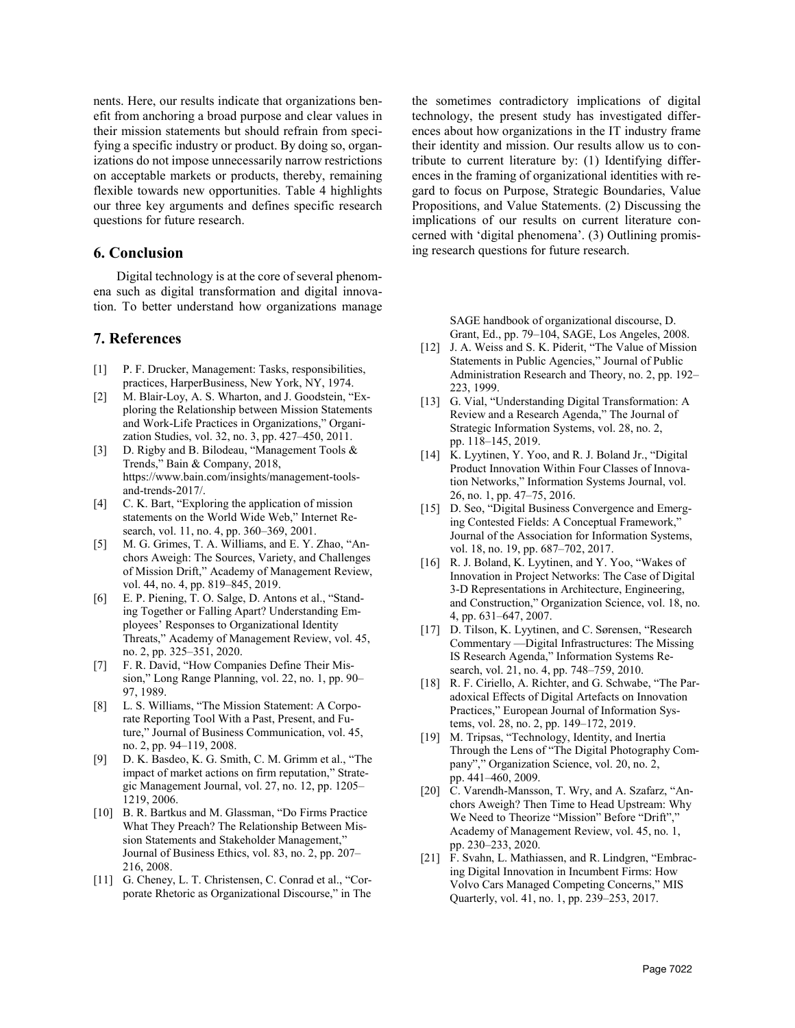nents. Here, our results indicate that organizations benefit from anchoring a broad purpose and clear values in their mission statements but should refrain from specifying a specific industry or product. By doing so, organizations do not impose unnecessarily narrow restrictions on acceptable markets or products, thereby, remaining flexible towards new opportunities. Table 4 highlights our three key arguments and defines specific research questions for future research.

## 6. Conclusion

Digital technology is at the core of several phenomena such as digital transformation and digital innovation. To better understand how organizations manage the sometimes contradictory implications of digital technology, the present study has investigated differences about how organizations in the IT industry frame their identity and mission. Our results allow us to contribute to current literature by: (1) Identifying differences in the framing of organizational identities with regard to focus on Purpose, Strategic Boundaries, Value Propositions, and Value Statements. (2) Discussing the implications of our results on current literature concerned with 'digital phenomena'. (3) Outlining promising research questions for future research.

## 7. References

[1] P. F. Drucker, Management: Tasks, responsibilities, practices, HarperBusiness, New York, NY, 1974.

[2] M. Blair-Loy, A. S. Wharton, and J. Goodstein, "Exploring the Relationship between Mission Statements and Work-Life Practices in Organizations," Organization Studies, vol. 32, no. 3, pp. 427–450, 2011.

[3] D. Rigby and B. Bilodeau, "Management Tools & Trends," Bain & Company, 2018, https://www.bain.com/insights/management-tools-and-trends-2017/.

[4] C. K. Bart, "Exploring the application of mission statements on the World Wide Web," Internet Research, vol. 11, no. 4, pp. 360–369, 2001.

[5] M. G. Grimes, T. A. Williams, and E. Y. Zhao, "Anchors Aweigh: The Sources, Variety, and Challenges of Mission Drift," Academy of Management Review, vol. 44, no. 4, pp. 819–845, 2019.

[6] E. P. Piening, T. O. Salge, D. Antons et al., "Standing Together or Falling Apart? Understanding Employees' Responses to Organizational Identity Threats," Academy of Management Review, vol. 45, no. 2, pp. 325–351, 2020.

[7] F. R. David, "How Companies Define Their Mission," Long Range Planning, vol. 22, no. 1, pp. 90–97, 1989.

[8] L. S. Williams, "The Mission Statement: A Corporate Reporting Tool With a Past, Present, and Future," Journal of Business Communication, vol. 45, no. 2, pp. 94–119, 2008.

[9] D. K. Basdeo, K. G. Smith, C. M. Grimm et al., "The impact of market actions on firm reputation," Strategic Management Journal, vol. 27, no. 12, pp. 1205–1219, 2006.

[10] B. R. Bartkus and M. Glassman, "Do Firms Practice What They Preach? The Relationship Between Mission Statements and Stakeholder Management," Journal of Business Ethics, vol. 83, no. 2, pp. 207–216, 2008.

[11] G. Cheney, L. T. Christensen, C. Conrad et al., "Corporate Rhetoric as Organizational Discourse," in The SAGE handbook of organizational discourse, D. Grant, Ed., pp. 79–104, SAGE, Los Angeles, 2008.

[12] J. A. Weiss and S. K. Piderit, "The Value of Mission Statements in Public Agencies," Journal of Public Administration Research and Theory, no. 2, pp. 192–223, 1999.

[13] G. Vial, "Understanding Digital Transformation: A Review and a Research Agenda," The Journal of Strategic Information Systems, vol. 28, no. 2, pp. 118–145, 2019.

[14] K. Lyytinen, Y. Yoo, and R. J. Boland Jr., "Digital Product Innovation Within Four Classes of Innovation Networks," Information Systems Journal, vol. 26, no. 1, pp. 47–75, 2016.

[15] D. Seo, "Digital Business Convergence and Emerging Contested Fields: A Conceptual Framework," Journal of the Association for Information Systems, vol. 18, no. 19, pp. 687–702, 2017.

[16] R. J. Boland, K. Lyytinen, and Y. Yoo, "Wakes of Innovation in Project Networks: The Case of Digital 3-D Representations in Architecture, Engineering, and Construction," Organization Science, vol. 18, no. 4, pp. 631–647, 2007.

[17] D. Tilson, K. Lyytinen, and C. Sørensen, "Research Commentary —Digital Infrastructures: The Missing IS Research Agenda," Information Systems Research, vol. 21, no. 4, pp. 748–759, 2010.

[18] R. F. Ciriello, A. Richter, and G. Schwabe, "The Paradoxical Effects of Digital Artefacts on Innovation Practices," European Journal of Information Systems, vol. 28, no. 2, pp. 149–172, 2019.

[19] M. Tripsas, "Technology, Identity, and Inertia Through the Lens of "The Digital Photography Company"," Organization Science, vol. 20, no. 2, pp. 441–460, 2009.

[20] C. Varendh-Mansson, T. Wry, and A. Szafarz, "Anchors Aweigh? Then Time to Head Upstream: Why We Need to Theorize "Mission" Before "Drift"," Academy of Management Review, vol. 45, no. 1, pp. 230–233, 2020.

[21] F. Svahn, L. Mathiassen, and R. Lindgren, "Embracing Digital Innovation in Incumbent Firms: How Volvo Cars Managed Competing Concerns," MIS Quarterly, vol. 41, no. 1, pp. 239–253, 2017.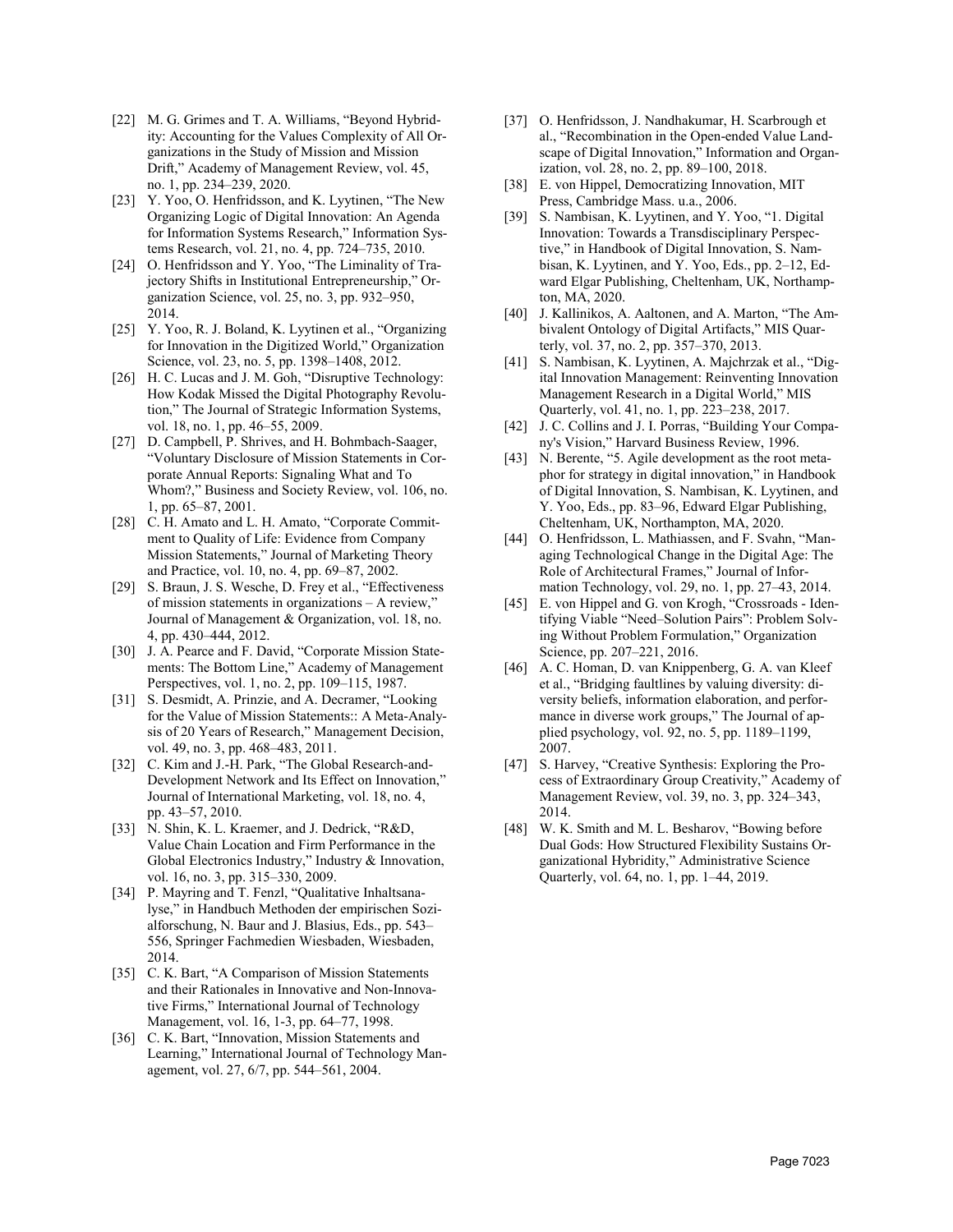[22] M. G. Grimes and T. A. Williams, “Beyond Hybridity: Accounting for the Values Complexity of All Organizations in the Study of Mission and Mission Drift,” Academy of Management Review, vol. 45, no. 1, pp. 234–239, 2020.

[23] Y. Yoo, O. Henfridsson, and K. Lyytinen, “The New Organizing Logic of Digital Innovation: An Agenda for Information Systems Research,” Information Systems Research, vol. 21, no. 4, pp. 724–735, 2010.

[24] O. Henfridsson and Y. Yoo, “The Liminality of Trajectory Shifts in Institutional Entrepreneurship,” Organization Science, vol. 25, no. 3, pp. 932–950, 2014.

[25] Y. Yoo, R. J. Boland, K. Lyytinen et al., “Organizing for Innovation in the Digitized World,” Organization Science, vol. 23, no. 5, pp. 1398–1408, 2012.

[26] H. C. Lucas and J. M. Goh, “Disruptive Technology: How Kodak Missed the Digital Photography Revolution,” The Journal of Strategic Information Systems, vol. 18, no. 1, pp. 46–55, 2009.

[27] D. Campbell, P. Shrives, and H. Bohmbach-Saager, “Voluntary Disclosure of Mission Statements in Corporate Annual Reports: Signaling What and To Whom?,” Business and Society Review, vol. 106, no. 1, pp. 65–87, 2001.

[28] C. H. Amato and L. H. Amato, “Corporate Commitment to Quality of Life: Evidence from Company Mission Statements,” Journal of Marketing Theory and Practice, vol. 10, no. 4, pp. 69–87, 2002.

[29] S. Braun, J. S. Wesche, D. Frey et al., “Effectiveness of mission statements in organizations – A review,” Journal of Management & Organization, vol. 18, no. 4, pp. 430–444, 2012.

[30] J. A. Pearce and F. David, “Corporate Mission Statements: The Bottom Line,” Academy of Management Perspectives, vol. 1, no. 2, pp. 109–115, 1987.

[31] S. Desmidt, A. Prinzie, and A. Decramer, “Looking for the Value of Mission Statements:: A Meta-Analysis of 20 Years of Research,” Management Decision, vol. 49, no. 3, pp. 468–483, 2011.

[32] C. Kim and J.-H. Park, “The Global Research-and-Development Network and Its Effect on Innovation,” Journal of International Marketing, vol. 18, no. 4, pp. 43–57, 2010.

[33] N. Shin, K. L. Kraemer, and J. Dedrick, “R&D, Value Chain Location and Firm Performance in the Global Electronics Industry,” Industry & Innovation, vol. 16, no. 3, pp. 315–330, 2009.

[34] P. Mayring and T. Fenzl, “Qualitative Inhaltsanalyse,” in Handbuch Methoden der empirischen Sozialforschung, N. Baur and J. Blasius, Eds., pp. 543–556, Springer Fachmedien Wiesbaden, Wiesbaden, 2014.

[35] C. K. Bart, “A Comparison of Mission Statements and their Rationales in Innovative and Non-Innovative Firms,” International Journal of Technology Management, vol. 16, 1-3, pp. 64–77, 1998.

[36] C. K. Bart, “Innovation, Mission Statements and Learning,” International Journal of Technology Management, vol. 27, 6/7, pp. 544–561, 2004.

[37] O. Henfridsson, J. Nandhakumar, H. Scarbrough et al., “Recombination in the Open-ended Value Landscape of Digital Innovation,” Information and Organization, vol. 28, no. 2, pp. 89–100, 2018.

[38] E. von Hippel, Democratizing Innovation, MIT Press, Cambridge Mass. u.a., 2006.

[39] S. Nambisan, K. Lyytinen, and Y. Yoo, “1. Digital Innovation: Towards a Transdisciplinary Perspective,” in Handbook of Digital Innovation, S. Nambisan, K. Lyytinen, and Y. Yoo, Eds., pp. 2–12, Edward Elgar Publishing, Cheltenham, UK, Northampton, MA, 2020.

[40] J. Kallinikos, A. Aaltonen, and A. Marton, “The Ambivalent Ontology of Digital Artifacts,” MIS Quarterly, vol. 37, no. 2, pp. 357–370, 2013.

[41] S. Nambisan, K. Lyytinen, A. Majchrzak et al., “Digital Innovation Management: Reinventing Innovation Management Research in a Digital World,” MIS Quarterly, vol. 41, no. 1, pp. 223–238, 2017.

[42] J. C. Collins and J. I. Porras, “Building Your Company's Vision,” Harvard Business Review, 1996.

[43] N. Berente, “5. Agile development as the root metaphor for strategy in digital innovation,” in Handbook of Digital Innovation, S. Nambisan, K. Lyytinen, and Y. Yoo, Eds., pp. 83–96, Edward Elgar Publishing, Cheltenham, UK, Northampton, MA, 2020.

[44] O. Henfridsson, L. Mathiassen, and F. Svahn, “Managing Technological Change in the Digital Age: The Role of Architectural Frames,” Journal of Information Technology, vol. 29, no. 1, pp. 27–43, 2014.

[45] E. von Hippel and G. von Krogh, “Crossroads - Identifying Viable “Need–Solution Pairs”: Problem Solving Without Problem Formulation,” Organization Science, pp. 207–221, 2016.

[46] A. C. Homan, D. van Knippenberg, G. A. van Kleef et al., “Bridging faultlines by valuing diversity: diversity beliefs, information elaboration, and performance in diverse work groups,” The Journal of applied psychology, vol. 92, no. 5, pp. 1189–1199, 2007.

[47] S. Harvey, “Creative Synthesis: Exploring the Process of Extraordinary Group Creativity,” Academy of Management Review, vol. 39, no. 3, pp. 324–343, 2014.

[48] W. K. Smith and M. L. Besharov, “Bowing before Dual Gods: How Structured Flexibility Sustains Organizational Hybridity,” Administrative Science Quarterly, vol. 64, no. 1, pp. 1–44, 2019.